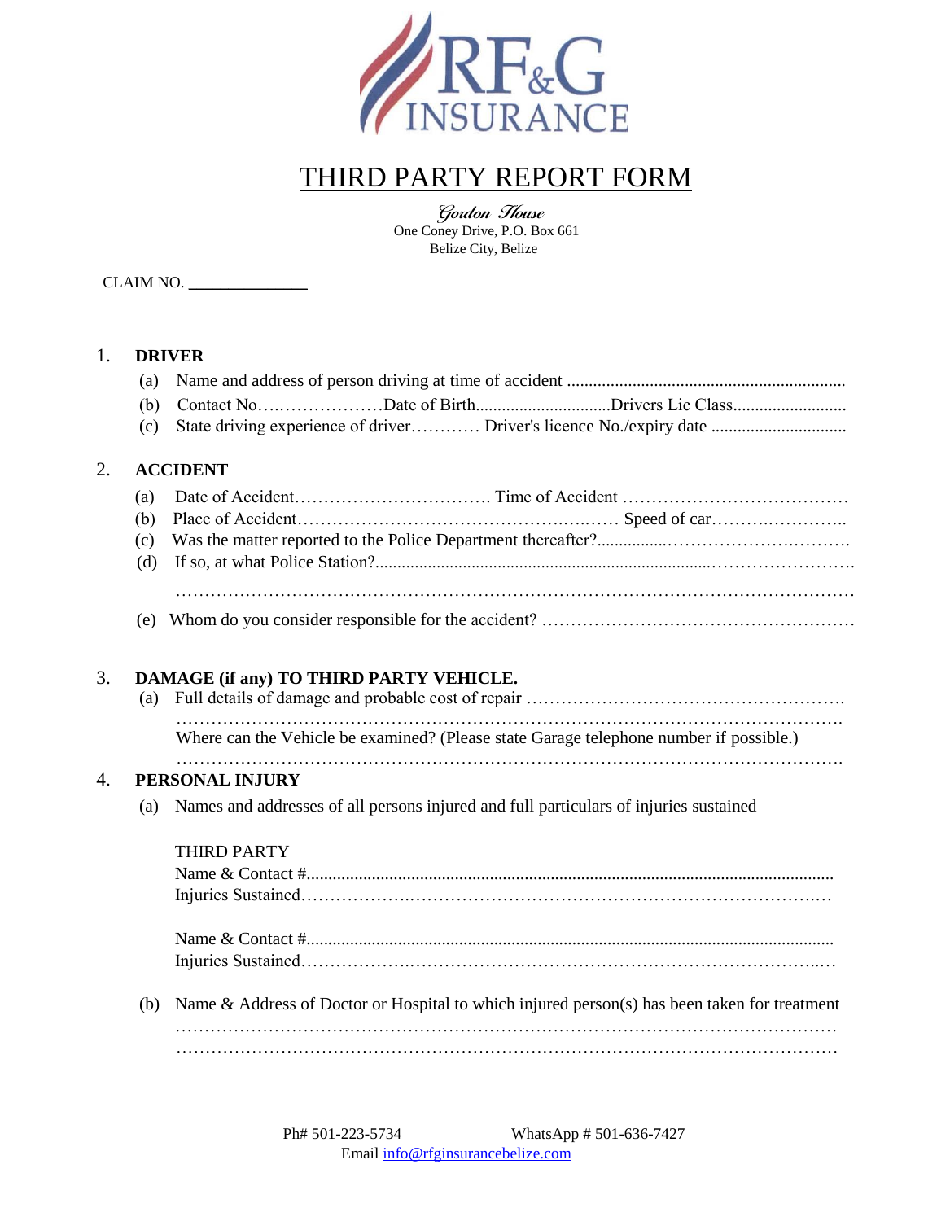RF&G INSURANCE

# THIRD PARTY REPORT FORM

*Gordon House*
One Coney Drive, P.O. Box 661
Belize City, Belize

CLAIM NO. ______________

1. **DRIVER**
   - (a) Name and address of person driving at time of accident ................................................................
   - (b) Contact No.…..………………Date of Birth..............................Drivers Lic Class..........................
   - (c) State driving experience of driver………… Driver's licence No./expiry date ...............................

2. **ACCIDENT**
   - (a) Date of Accident……………………………. Time of Accident …………………………………
   - (b) Place of Accident………………………………………….…… Speed of car………..…………..
   - (c) Was the matter reported to the Police Department thereafter?................…………………….……….
   - (d) If so, at what Police Station?...........................................................................……………………. ………………………………………………………………………………………………………
   - (e) Whom do you consider responsible for the accident? ………………………………………………

3. **DAMAGE (if any) TO THIRD PARTY VEHICLE.**
   - (a) Full details of damage and probable cost of repair ………………………………………………. ……………………………………………………………………………………………………. Where can the Vehicle be examined? (Please state Garage telephone number if possible.) …………………………………………………………………………………………………….

4. **PERSONAL INJURY**
   - (a) Names and addresses of all persons injured and full particulars of injuries sustained

     THIRD PARTY
     Name & Contact #.........................................................................................................................
     Injuries Sustained…………………………………………………………………………….…

     Name & Contact #.........................................................................................................................
     Injuries Sustained……………………………………………………………………………..…
   - (b) Name & Address of Doctor or Hospital to which injured person(s) has been taken for treatment ……………………………………………………………………………………………………
     ……………………………………………………………………………………………………

Ph# 501-223-5734 WhatsApp # 501-636-7427
Email info@rfginsurancebelize.com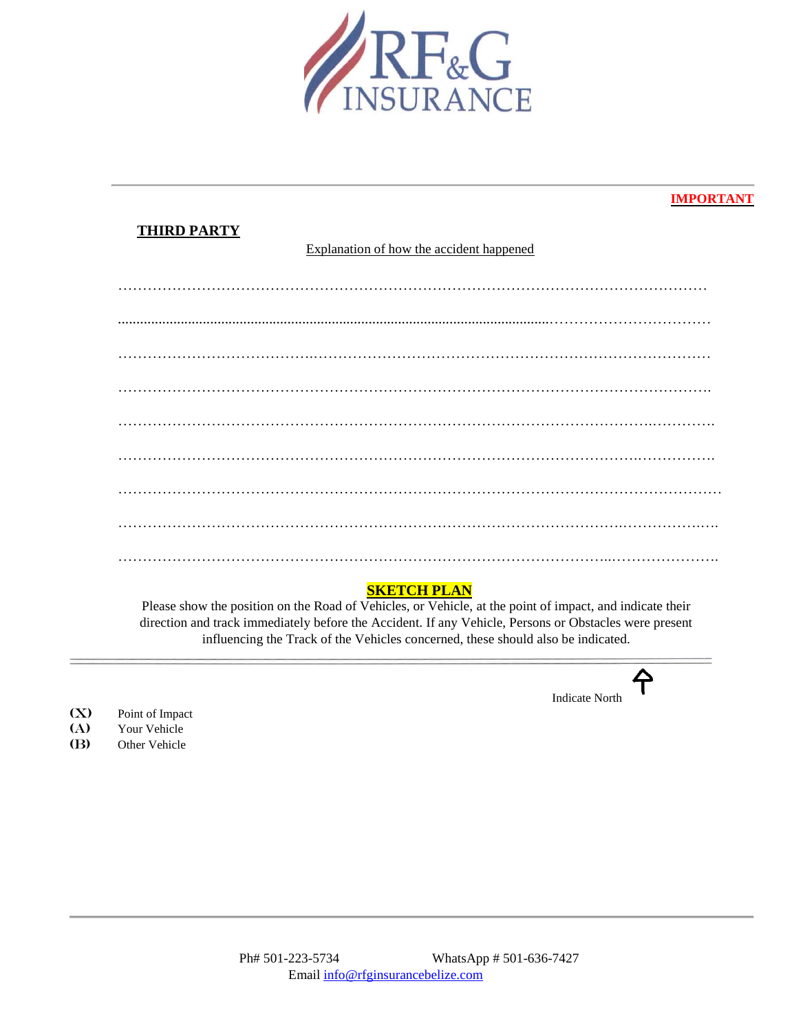RF&G INSURANCE

**IMPORTANT**

## THIRD PARTY

Explanation of how the accident happened

…………………………………………………………………………………………………………

…………………………………………………………………………………………………………

…………………………………………………………………………………………………………

…………………………………………………………………………………………………………

…………………………………………………………………………………………………………

…………………………………………………………………………………………………………

…………………………………………………………………………………………………………

…………………………………………………………………………………………………………

…………………………………………………………………………………………………………

## SKETCH PLAN

Please show the position on the Road of Vehicles, or Vehicle, at the point of impact, and indicate their direction and track immediately before the Accident. If any Vehicle, Persons or Obstacles were present influencing the Track of the Vehicles concerned, these should also be indicated.

Indicate North

(X) Point of Impact
(A) Your Vehicle
(B) Other Vehicle

Ph# 501-223-5734 WhatsApp # 501-636-7427
Email info@rfginsurancebelize.com